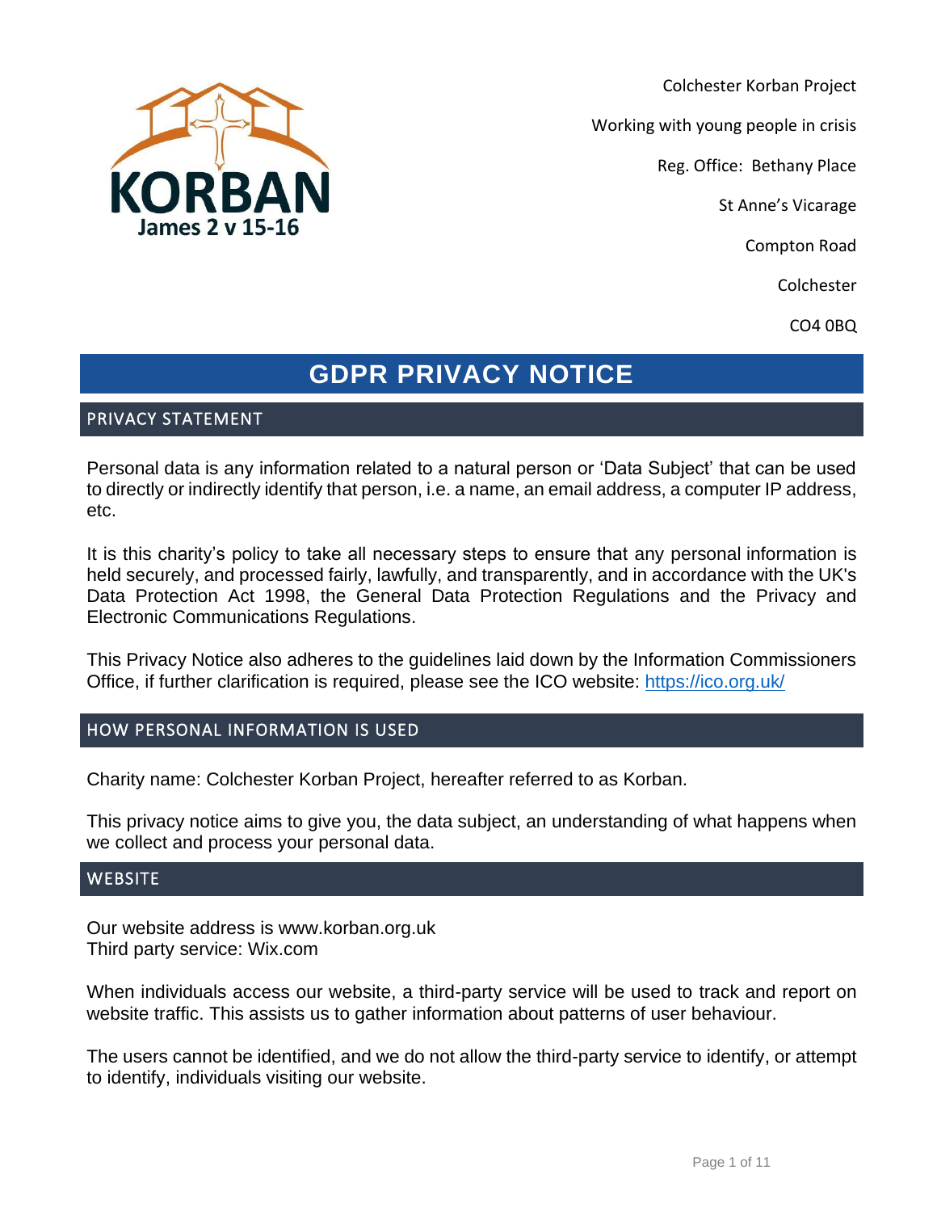KORBAN
James 2 v 15-16

Colchester Korban Project

Working with young people in crisis

Reg. Office: Bethany Place

St Anne's Vicarage

Compton Road

Colchester

CO4 0BQ

# GDPR PRIVACY NOTICE

## PRIVACY STATEMENT

Personal data is any information related to a natural person or 'Data Subject' that can be used to directly or indirectly identify that person, i.e. a name, an email address, a computer IP address, etc.

It is this charity's policy to take all necessary steps to ensure that any personal information is held securely, and processed fairly, lawfully, and transparently, and in accordance with the UK's Data Protection Act 1998, the General Data Protection Regulations and the Privacy and Electronic Communications Regulations.

This Privacy Notice also adheres to the guidelines laid down by the Information Commissioners Office, if further clarification is required, please see the ICO website: https://ico.org.uk/

## HOW PERSONAL INFORMATION IS USED

Charity name: Colchester Korban Project, hereafter referred to as Korban.

This privacy notice aims to give you, the data subject, an understanding of what happens when we collect and process your personal data.

## WEBSITE

Our website address is www.korban.org.uk
Third party service: Wix.com

When individuals access our website, a third-party service will be used to track and report on website traffic. This assists us to gather information about patterns of user behaviour.

The users cannot be identified, and we do not allow the third-party service to identify, or attempt to identify, individuals visiting our website.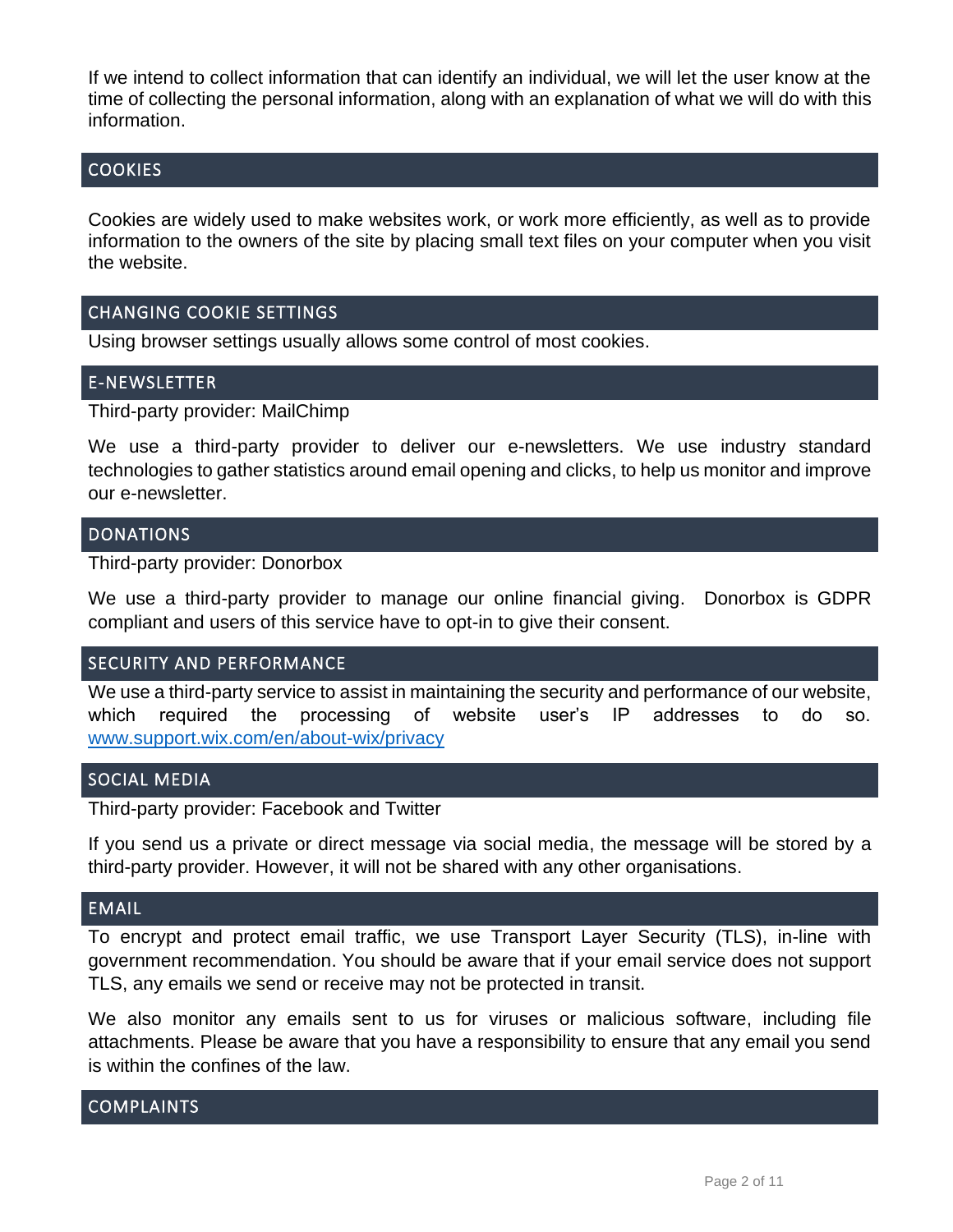If we intend to collect information that can identify an individual, we will let the user know at the time of collecting the personal information, along with an explanation of what we will do with this information.

## COOKIES

Cookies are widely used to make websites work, or work more efficiently, as well as to provide information to the owners of the site by placing small text files on your computer when you visit the website.

## CHANGING COOKIE SETTINGS

Using browser settings usually allows some control of most cookies.

## E-NEWSLETTER

Third-party provider: MailChimp

We use a third-party provider to deliver our e-newsletters. We use industry standard technologies to gather statistics around email opening and clicks, to help us monitor and improve our e-newsletter.

## DONATIONS

Third-party provider: Donorbox

We use a third-party provider to manage our online financial giving. Donorbox is GDPR compliant and users of this service have to opt-in to give their consent.

## SECURITY AND PERFORMANCE

We use a third-party service to assist in maintaining the security and performance of our website, which required the processing of website user's IP addresses to do so. [www.support.wix.com/en/about-wix/privacy](www.support.wix.com/en/about-wix/privacy)

## SOCIAL MEDIA

Third-party provider: Facebook and Twitter

If you send us a private or direct message via social media, the message will be stored by a third-party provider. However, it will not be shared with any other organisations.

## EMAIL

To encrypt and protect email traffic, we use Transport Layer Security (TLS), in-line with government recommendation. You should be aware that if your email service does not support TLS, any emails we send or receive may not be protected in transit.

We also monitor any emails sent to us for viruses or malicious software, including file attachments. Please be aware that you have a responsibility to ensure that any email you send is within the confines of the law.

## COMPLAINTS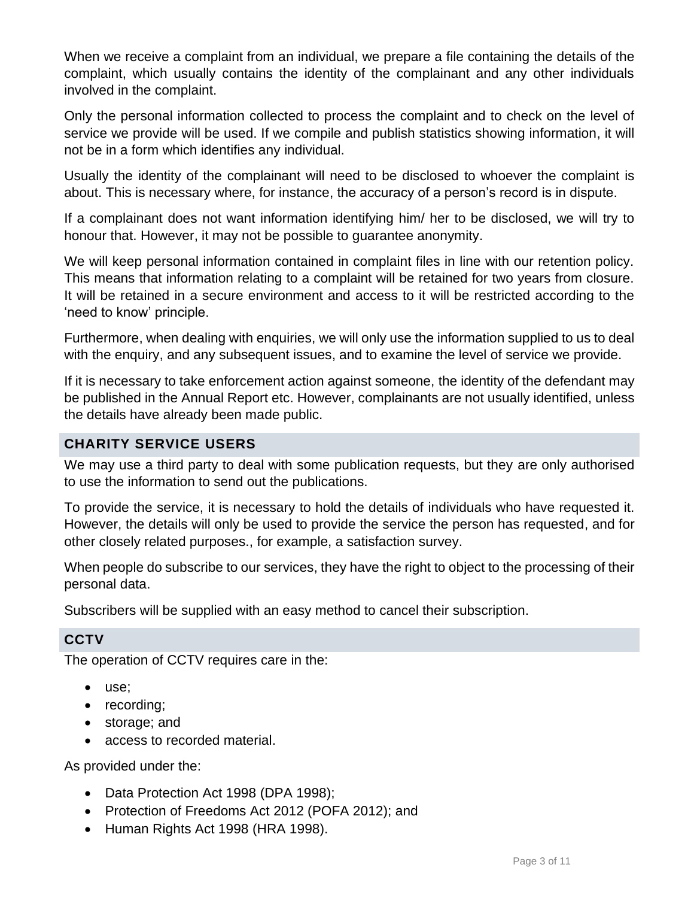When we receive a complaint from an individual, we prepare a file containing the details of the complaint, which usually contains the identity of the complainant and any other individuals involved in the complaint.

Only the personal information collected to process the complaint and to check on the level of service we provide will be used. If we compile and publish statistics showing information, it will not be in a form which identifies any individual.

Usually the identity of the complainant will need to be disclosed to whoever the complaint is about. This is necessary where, for instance, the accuracy of a person's record is in dispute.

If a complainant does not want information identifying him/ her to be disclosed, we will try to honour that. However, it may not be possible to guarantee anonymity.

We will keep personal information contained in complaint files in line with our retention policy. This means that information relating to a complaint will be retained for two years from closure. It will be retained in a secure environment and access to it will be restricted according to the 'need to know' principle.

Furthermore, when dealing with enquiries, we will only use the information supplied to us to deal with the enquiry, and any subsequent issues, and to examine the level of service we provide.

If it is necessary to take enforcement action against someone, the identity of the defendant may be published in the Annual Report etc. However, complainants are not usually identified, unless the details have already been made public.

## CHARITY SERVICE USERS

We may use a third party to deal with some publication requests, but they are only authorised to use the information to send out the publications.

To provide the service, it is necessary to hold the details of individuals who have requested it. However, the details will only be used to provide the service the person has requested, and for other closely related purposes., for example, a satisfaction survey.

When people do subscribe to our services, they have the right to object to the processing of their personal data.

Subscribers will be supplied with an easy method to cancel their subscription.

## CCTV

The operation of CCTV requires care in the:

- use;
- recording;
- storage; and
- access to recorded material.

As provided under the:

- Data Protection Act 1998 (DPA 1998);
- Protection of Freedoms Act 2012 (POFA 2012); and
- Human Rights Act 1998 (HRA 1998).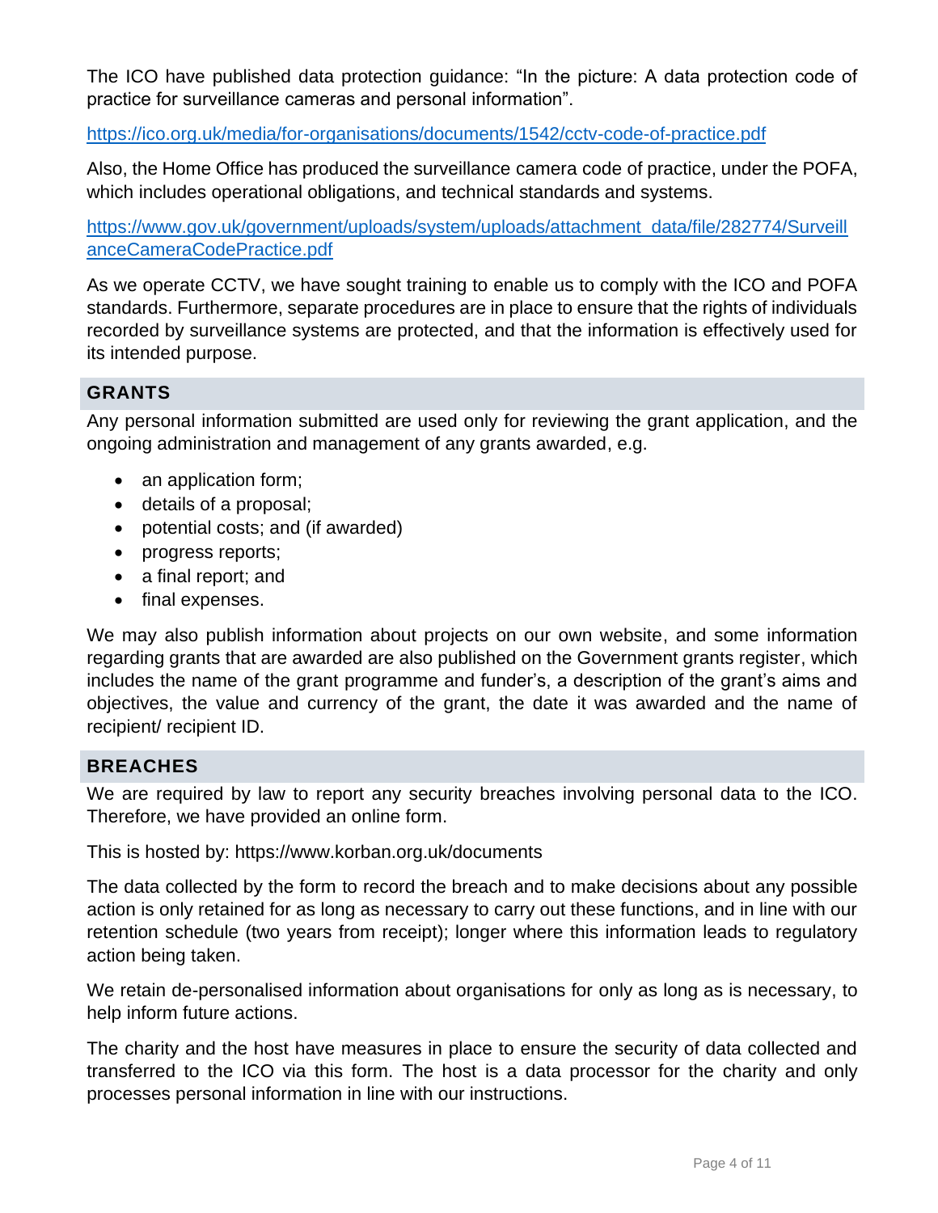The ICO have published data protection guidance: "In the picture: A data protection code of practice for surveillance cameras and personal information".

[https://ico.org.uk/media/for-organisations/documents/1542/cctv-code-of-practice.pdf](https://ico.org.uk/media/for-organisations/documents/1542/cctv-code-of-practice.pdf)

Also, the Home Office has produced the surveillance camera code of practice, under the POFA, which includes operational obligations, and technical standards and systems.

[https://www.gov.uk/government/uploads/system/uploads/attachment_data/file/282774/SurveillanceCameraCodePractice.pdf](https://www.gov.uk/government/uploads/system/uploads/attachment_data/file/282774/SurveillanceCameraCodePractice.pdf)

As we operate CCTV, we have sought training to enable us to comply with the ICO and POFA standards. Furthermore, separate procedures are in place to ensure that the rights of individuals recorded by surveillance systems are protected, and that the information is effectively used for its intended purpose.

## GRANTS

Any personal information submitted are used only for reviewing the grant application, and the ongoing administration and management of any grants awarded, e.g.

- an application form;
- details of a proposal;
- potential costs; and (if awarded)
- progress reports;
- a final report; and
- final expenses.

We may also publish information about projects on our own website, and some information regarding grants that are awarded are also published on the Government grants register, which includes the name of the grant programme and funder's, a description of the grant's aims and objectives, the value and currency of the grant, the date it was awarded and the name of recipient/ recipient ID.

## BREACHES

We are required by law to report any security breaches involving personal data to the ICO. Therefore, we have provided an online form.

This is hosted by: https://www.korban.org.uk/documents

The data collected by the form to record the breach and to make decisions about any possible action is only retained for as long as necessary to carry out these functions, and in line with our retention schedule (two years from receipt); longer where this information leads to regulatory action being taken.

We retain de-personalised information about organisations for only as long as is necessary, to help inform future actions.

The charity and the host have measures in place to ensure the security of data collected and transferred to the ICO via this form. The host is a data processor for the charity and only processes personal information in line with our instructions.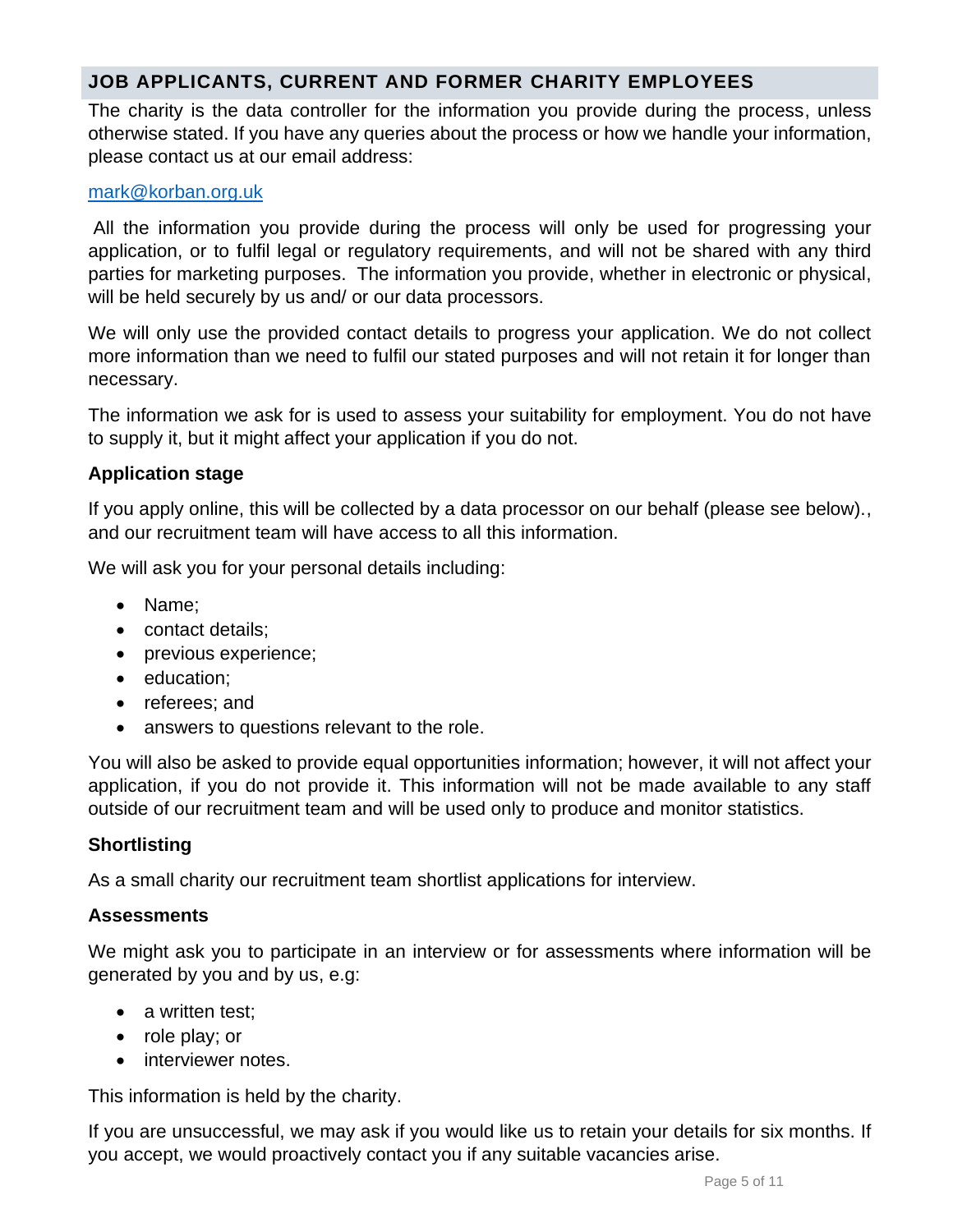## JOB APPLICANTS, CURRENT AND FORMER CHARITY EMPLOYEES

The charity is the data controller for the information you provide during the process, unless otherwise stated. If you have any queries about the process or how we handle your information, please contact us at our email address:

mark@korban.org.uk

All the information you provide during the process will only be used for progressing your application, or to fulfil legal or regulatory requirements, and will not be shared with any third parties for marketing purposes. The information you provide, whether in electronic or physical, will be held securely by us and/ or our data processors.

We will only use the provided contact details to progress your application. We do not collect more information than we need to fulfil our stated purposes and will not retain it for longer than necessary.

The information we ask for is used to assess your suitability for employment. You do not have to supply it, but it might affect your application if you do not.

### Application stage

If you apply online, this will be collected by a data processor on our behalf (please see below)., and our recruitment team will have access to all this information.

We will ask you for your personal details including:

- Name;
- contact details;
- previous experience;
- education;
- referees; and
- answers to questions relevant to the role.

You will also be asked to provide equal opportunities information; however, it will not affect your application, if you do not provide it. This information will not be made available to any staff outside of our recruitment team and will be used only to produce and monitor statistics.

### Shortlisting

As a small charity our recruitment team shortlist applications for interview.

### Assessments

We might ask you to participate in an interview or for assessments where information will be generated by you and by us, e.g:

- a written test;
- role play; or
- interviewer notes.

This information is held by the charity.

If you are unsuccessful, we may ask if you would like us to retain your details for six months. If you accept, we would proactively contact you if any suitable vacancies arise.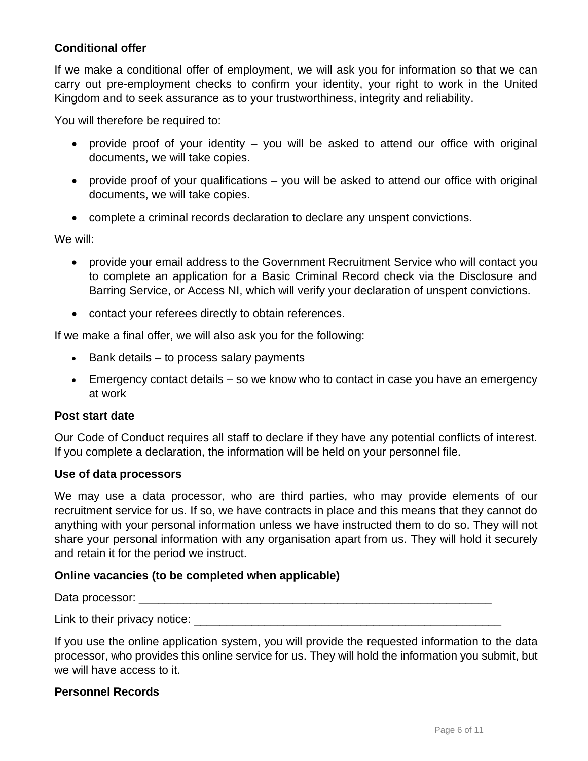**Conditional offer**

If we make a conditional offer of employment, we will ask you for information so that we can carry out pre-employment checks to confirm your identity, your right to work in the United Kingdom and to seek assurance as to your trustworthiness, integrity and reliability.

You will therefore be required to:

- provide proof of your identity – you will be asked to attend our office with original documents, we will take copies.
- provide proof of your qualifications – you will be asked to attend our office with original documents, we will take copies.
- complete a criminal records declaration to declare any unspent convictions.

We will:

- provide your email address to the Government Recruitment Service who will contact you to complete an application for a Basic Criminal Record check via the Disclosure and Barring Service, or Access NI, which will verify your declaration of unspent convictions.
- contact your referees directly to obtain references.

If we make a final offer, we will also ask you for the following:

- Bank details – to process salary payments
- Emergency contact details – so we know who to contact in case you have an emergency at work

**Post start date**

Our Code of Conduct requires all staff to declare if they have any potential conflicts of interest. If you complete a declaration, the information will be held on your personnel file.

**Use of data processors**

We may use a data processor, who are third parties, who may provide elements of our recruitment service for us. If so, we have contracts in place and this means that they cannot do anything with your personal information unless we have instructed them to do so. They will not share your personal information with any organisation apart from us. They will hold it securely and retain it for the period we instruct.

**Online vacancies (to be completed when applicable)**

Data processor: ________________________________________________________

Link to their privacy notice: ___________________________________________________

If you use the online application system, you will provide the requested information to the data processor, who provides this online service for us. They will hold the information you submit, but we will have access to it.

**Personnel Records**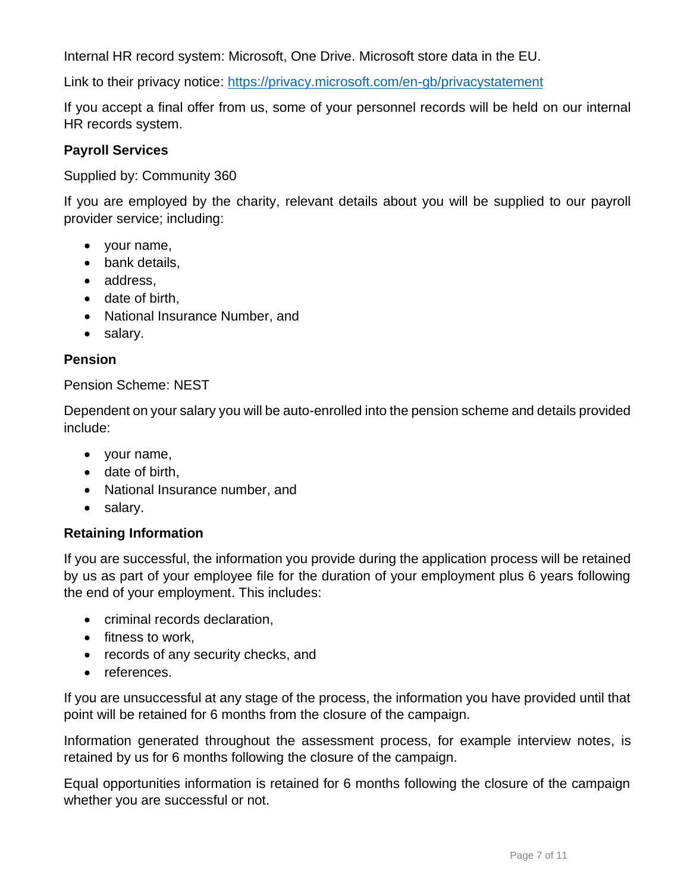Internal HR record system: Microsoft, One Drive. Microsoft store data in the EU.

Link to their privacy notice: [https://privacy.microsoft.com/en-gb/privacystatement](https://privacy.microsoft.com/en-gb/privacystatement)

If you accept a final offer from us, some of your personnel records will be held on our internal HR records system.

**Payroll Services**

Supplied by: Community 360

If you are employed by the charity, relevant details about you will be supplied to our payroll provider service; including:

- your name,
- bank details,
- address,
- date of birth,
- National Insurance Number, and
- salary.

**Pension**

Pension Scheme: NEST

Dependent on your salary you will be auto-enrolled into the pension scheme and details provided include:

- your name,
- date of birth,
- National Insurance number, and
- salary.

**Retaining Information**

If you are successful, the information you provide during the application process will be retained by us as part of your employee file for the duration of your employment plus 6 years following the end of your employment. This includes:

- criminal records declaration,
- fitness to work,
- records of any security checks, and
- references.

If you are unsuccessful at any stage of the process, the information you have provided until that point will be retained for 6 months from the closure of the campaign.

Information generated throughout the assessment process, for example interview notes, is retained by us for 6 months following the closure of the campaign.

Equal opportunities information is retained for 6 months following the closure of the campaign whether you are successful or not.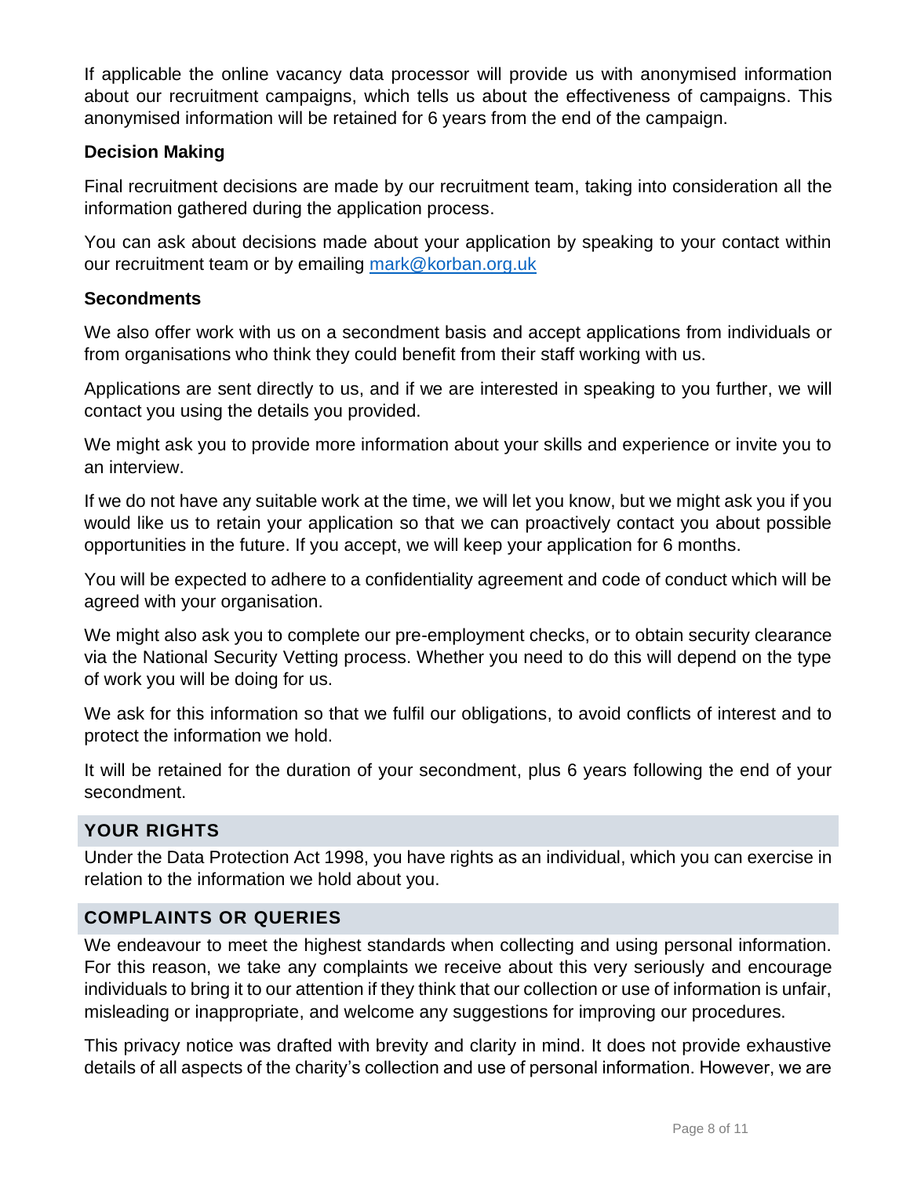If applicable the online vacancy data processor will provide us with anonymised information about our recruitment campaigns, which tells us about the effectiveness of campaigns. This anonymised information will be retained for 6 years from the end of the campaign.

### Decision Making

Final recruitment decisions are made by our recruitment team, taking into consideration all the information gathered during the application process.

You can ask about decisions made about your application by speaking to your contact within our recruitment team or by emailing [mark@korban.org.uk](mailto:mark@korban.org.uk)

### Secondments

We also offer work with us on a secondment basis and accept applications from individuals or from organisations who think they could benefit from their staff working with us.

Applications are sent directly to us, and if we are interested in speaking to you further, we will contact you using the details you provided.

We might ask you to provide more information about your skills and experience or invite you to an interview.

If we do not have any suitable work at the time, we will let you know, but we might ask you if you would like us to retain your application so that we can proactively contact you about possible opportunities in the future. If you accept, we will keep your application for 6 months.

You will be expected to adhere to a confidentiality agreement and code of conduct which will be agreed with your organisation.

We might also ask you to complete our pre-employment checks, or to obtain security clearance via the National Security Vetting process. Whether you need to do this will depend on the type of work you will be doing for us.

We ask for this information so that we fulfil our obligations, to avoid conflicts of interest and to protect the information we hold.

It will be retained for the duration of your secondment, plus 6 years following the end of your secondment.

## YOUR RIGHTS

Under the Data Protection Act 1998, you have rights as an individual, which you can exercise in relation to the information we hold about you.

## COMPLAINTS OR QUERIES

We endeavour to meet the highest standards when collecting and using personal information. For this reason, we take any complaints we receive about this very seriously and encourage individuals to bring it to our attention if they think that our collection or use of information is unfair, misleading or inappropriate, and welcome any suggestions for improving our procedures.

This privacy notice was drafted with brevity and clarity in mind. It does not provide exhaustive details of all aspects of the charity's collection and use of personal information. However, we are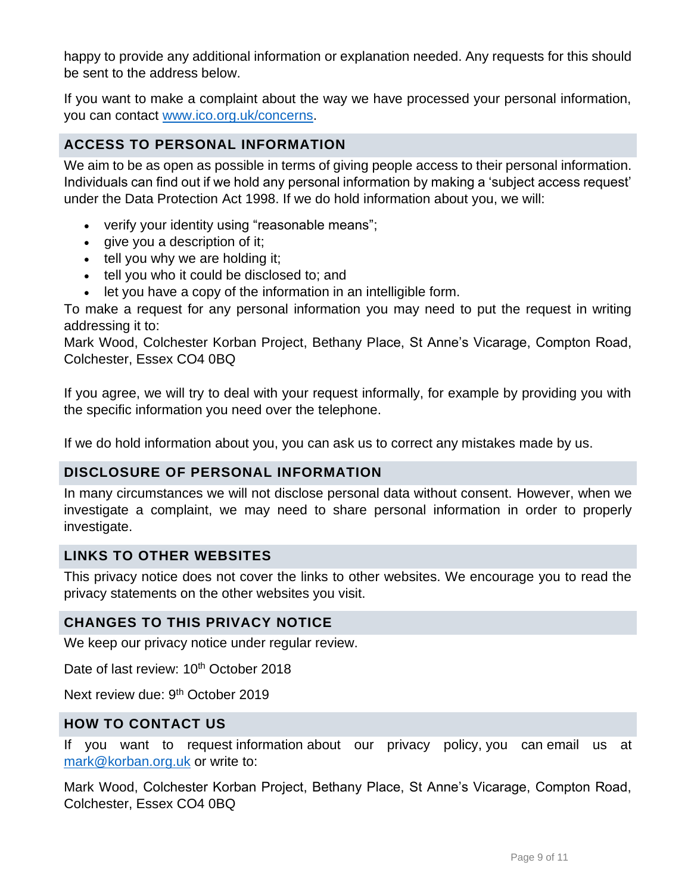happy to provide any additional information or explanation needed. Any requests for this should be sent to the address below.

If you want to make a complaint about the way we have processed your personal information, you can contact [www.ico.org.uk/concerns](http://www.ico.org.uk/concerns).

## ACCESS TO PERSONAL INFORMATION

We aim to be as open as possible in terms of giving people access to their personal information. Individuals can find out if we hold any personal information by making a 'subject access request' under the Data Protection Act 1998. If we do hold information about you, we will:

- verify your identity using "reasonable means";
- give you a description of it;
- tell you why we are holding it;
- tell you who it could be disclosed to; and
- let you have a copy of the information in an intelligible form.

To make a request for any personal information you may need to put the request in writing addressing it to:
Mark Wood, Colchester Korban Project, Bethany Place, St Anne's Vicarage, Compton Road, Colchester, Essex CO4 0BQ

If you agree, we will try to deal with your request informally, for example by providing you with the specific information you need over the telephone.

If we do hold information about you, you can ask us to correct any mistakes made by us.

## DISCLOSURE OF PERSONAL INFORMATION

In many circumstances we will not disclose personal data without consent. However, when we investigate a complaint, we may need to share personal information in order to properly investigate.

## LINKS TO OTHER WEBSITES

This privacy notice does not cover the links to other websites. We encourage you to read the privacy statements on the other websites you visit.

## CHANGES TO THIS PRIVACY NOTICE

We keep our privacy notice under regular review.

Date of last review: 10th October 2018

Next review due: 9th October 2019

## HOW TO CONTACT US

If you want to request information about our privacy policy, you can email us at [mark@korban.org.uk](mailto:mark@korban.org.uk) or write to:

Mark Wood, Colchester Korban Project, Bethany Place, St Anne's Vicarage, Compton Road, Colchester, Essex CO4 0BQ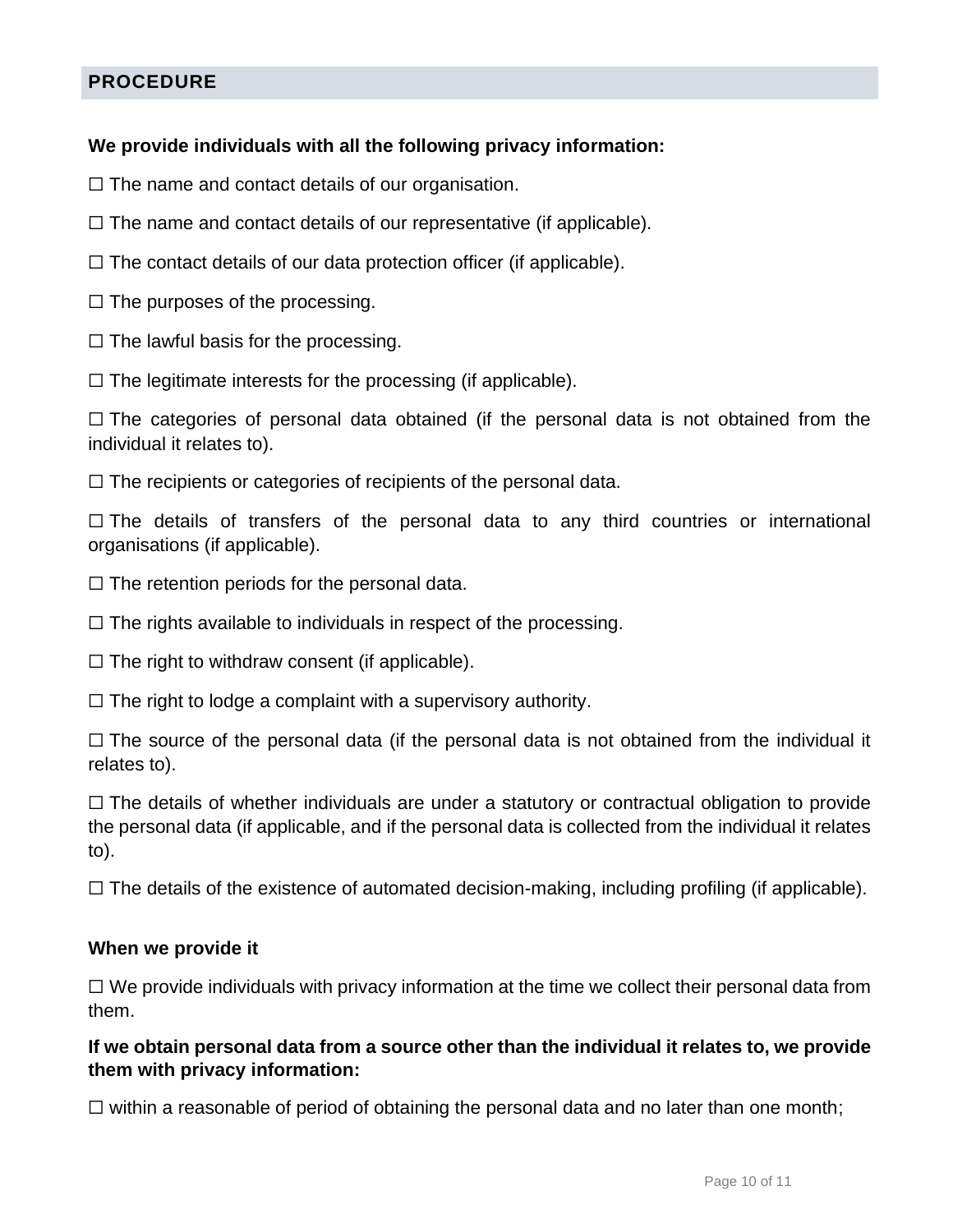## PROCEDURE

**We provide individuals with all the following privacy information:**

☐ The name and contact details of our organisation.

☐ The name and contact details of our representative (if applicable).

☐ The contact details of our data protection officer (if applicable).

☐ The purposes of the processing.

☐ The lawful basis for the processing.

☐ The legitimate interests for the processing (if applicable).

☐ The categories of personal data obtained (if the personal data is not obtained from the individual it relates to).

☐ The recipients or categories of recipients of the personal data.

☐ The details of transfers of the personal data to any third countries or international organisations (if applicable).

☐ The retention periods for the personal data.

☐ The rights available to individuals in respect of the processing.

☐ The right to withdraw consent (if applicable).

☐ The right to lodge a complaint with a supervisory authority.

☐ The source of the personal data (if the personal data is not obtained from the individual it relates to).

☐ The details of whether individuals are under a statutory or contractual obligation to provide the personal data (if applicable, and if the personal data is collected from the individual it relates to).

☐ The details of the existence of automated decision-making, including profiling (if applicable).

**When we provide it**

☐ We provide individuals with privacy information at the time we collect their personal data from them.

**If we obtain personal data from a source other than the individual it relates to, we provide them with privacy information:**

☐ within a reasonable of period of obtaining the personal data and no later than one month;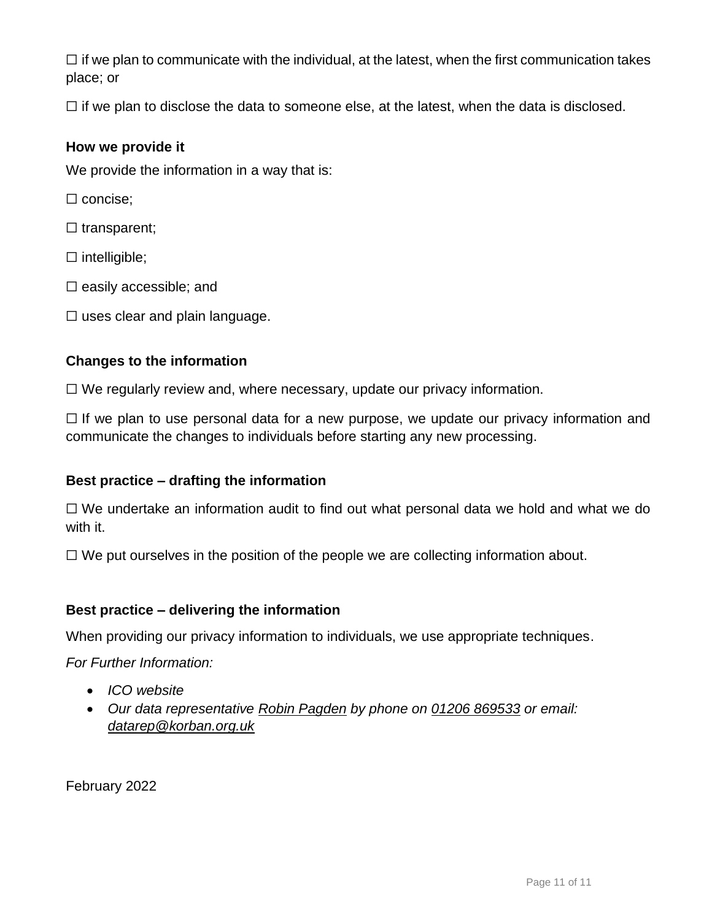☐ if we plan to communicate with the individual, at the latest, when the first communication takes place; or

☐ if we plan to disclose the data to someone else, at the latest, when the data is disclosed.

**How we provide it**

We provide the information in a way that is:

☐ concise;

☐ transparent;

☐ intelligible;

☐ easily accessible; and

☐ uses clear and plain language.

**Changes to the information**

☐ We regularly review and, where necessary, update our privacy information.

☐ If we plan to use personal data for a new purpose, we update our privacy information and communicate the changes to individuals before starting any new processing.

**Best practice – drafting the information**

☐ We undertake an information audit to find out what personal data we hold and what we do with it.

☐ We put ourselves in the position of the people we are collecting information about.

**Best practice – delivering the information**

When providing our privacy information to individuals, we use appropriate techniques.

*For Further Information:*

- *ICO website*
- *Our data representative Robin Pagden by phone on 01206 869533 or email: datarep@korban.org.uk*

February 2022